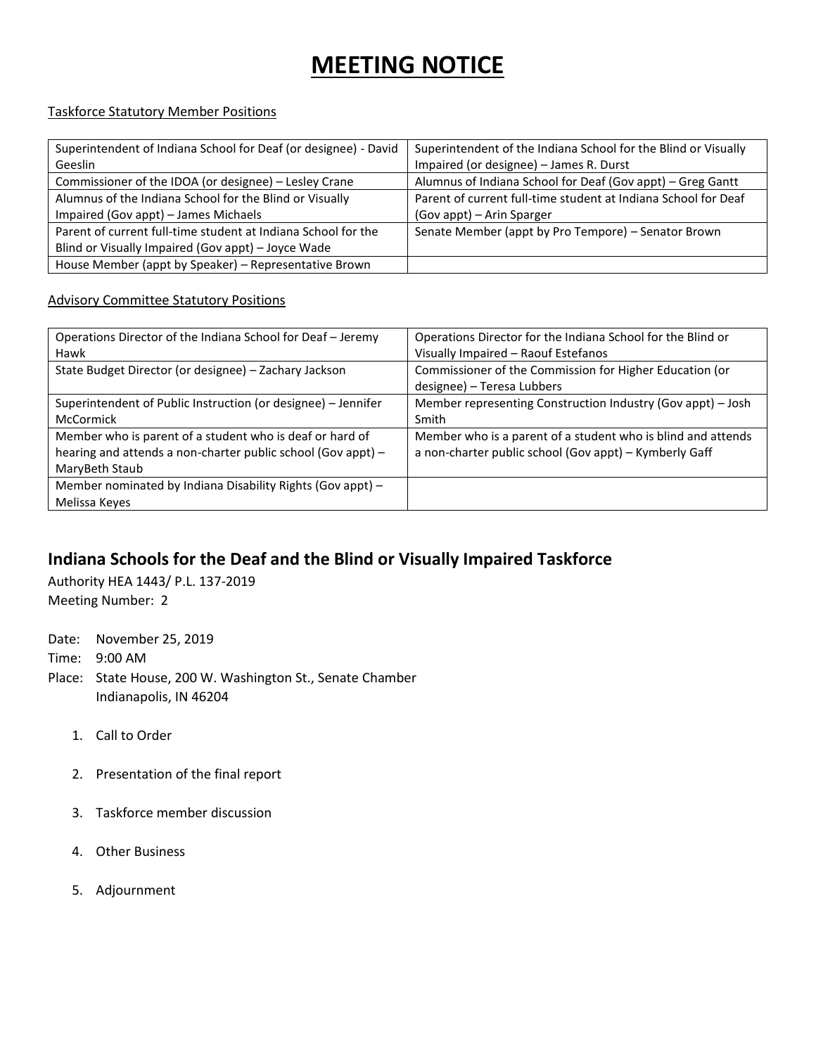# MEETING NOTICE

Taskforce Statutory Member Positions

| | |
|---|---|
| Superintendent of Indiana School for Deaf (or designee) - David Geeslin | Superintendent of the Indiana School for the Blind or Visually Impaired (or designee) – James R. Durst |
| Commissioner of the IDOA (or designee) – Lesley Crane | Alumnus of Indiana School for Deaf (Gov appt) – Greg Gantt |
| Alumnus of the Indiana School for the Blind or Visually Impaired (Gov appt) – James Michaels | Parent of current full-time student at Indiana School for Deaf (Gov appt) – Arin Sparger |
| Parent of current full-time student at Indiana School for the Blind or Visually Impaired (Gov appt) – Joyce Wade | Senate Member (appt by Pro Tempore) – Senator Brown |
| House Member (appt by Speaker) – Representative Brown | |

Advisory Committee Statutory Positions

| | |
|---|---|
| Operations Director of the Indiana School for Deaf – Jeremy Hawk | Operations Director for the Indiana School for the Blind or Visually Impaired – Raouf Estefanos |
| State Budget Director (or designee) – Zachary Jackson | Commissioner of the Commission for Higher Education (or designee) – Teresa Lubbers |
| Superintendent of Public Instruction (or designee) – Jennifer McCormick | Member representing Construction Industry (Gov appt) – Josh Smith |
| Member who is parent of a student who is deaf or hard of hearing and attends a non-charter public school (Gov appt) – MaryBeth Staub | Member who is a parent of a student who is blind and attends a non-charter public school (Gov appt) – Kymberly Gaff |
| Member nominated by Indiana Disability Rights (Gov appt) – Melissa Keyes | |

## Indiana Schools for the Deaf and the Blind or Visually Impaired Taskforce

Authority HEA 1443/ P.L. 137-2019
Meeting Number: 2

Date: November 25, 2019
Time: 9:00 AM
Place: State House, 200 W. Washington St., Senate Chamber
Indianapolis, IN 46204

1. Call to Order
2. Presentation of the final report
3. Taskforce member discussion
4. Other Business
5. Adjournment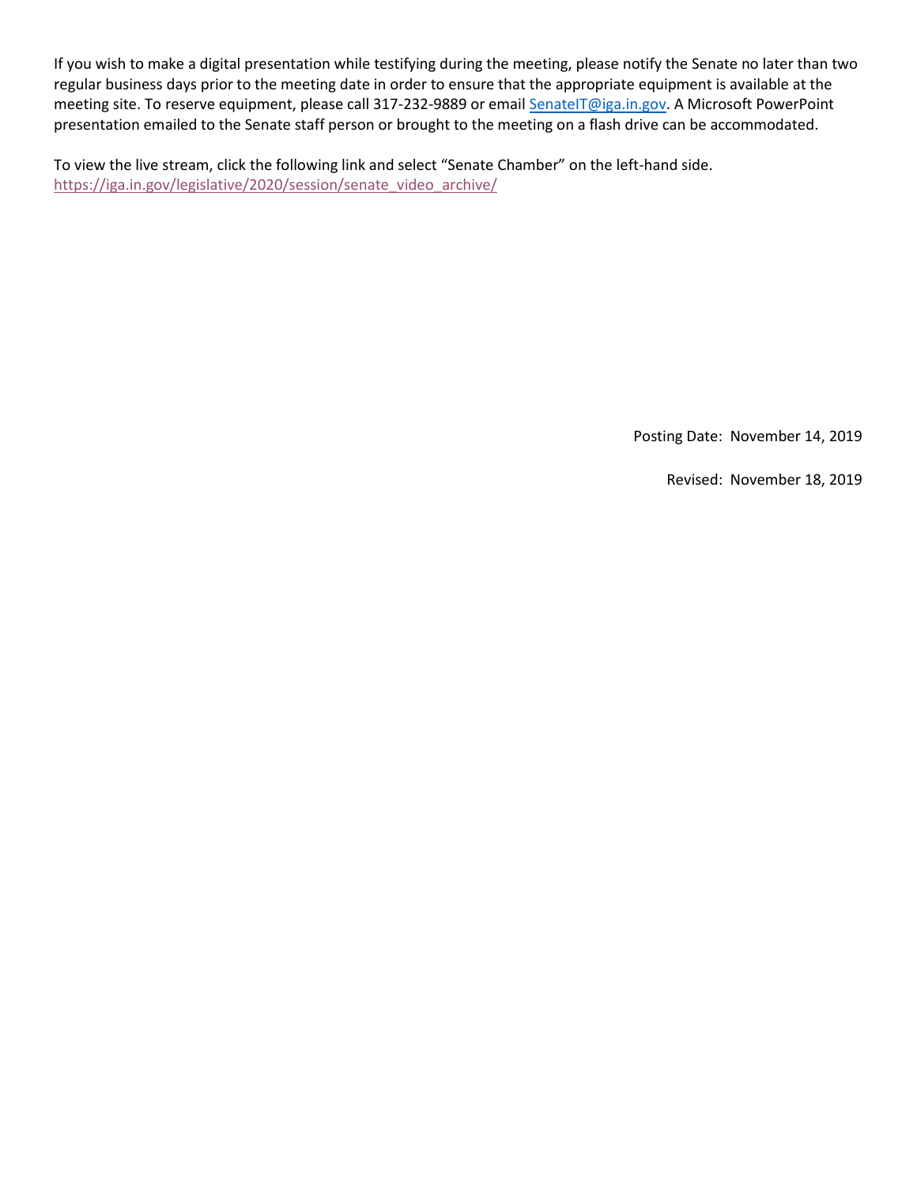If you wish to make a digital presentation while testifying during the meeting, please notify the Senate no later than two regular business days prior to the meeting date in order to ensure that the appropriate equipment is available at the meeting site. To reserve equipment, please call 317-232-9889 or email SenateIT@iga.in.gov. A Microsoft PowerPoint presentation emailed to the Senate staff person or brought to the meeting on a flash drive can be accommodated.

To view the live stream, click the following link and select "Senate Chamber" on the left-hand side.
https://iga.in.gov/legislative/2020/session/senate_video_archive/

Posting Date: November 14, 2019

Revised: November 18, 2019